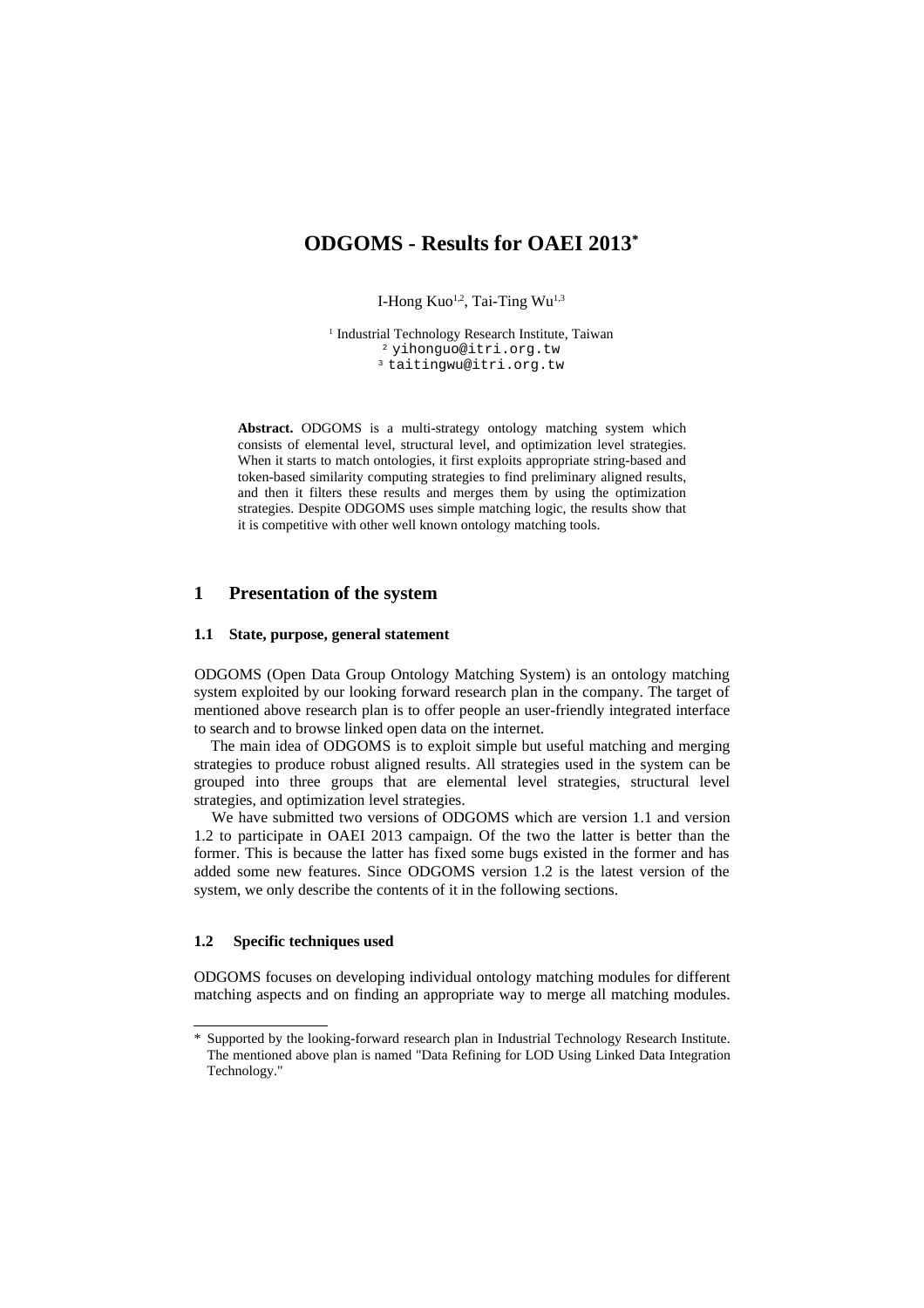# ODGOMS - Results for OAEI 2013*

I-Hong Kuo[1,2], Tai-Ting Wu[1,3]

[1] Industrial Technology Research Institute, Taiwan
[2] yihonguo@itri.org.tw
[3] taitingwu@itri.org.tw

**Abstract.** ODGOMS is a multi-strategy ontology matching system which consists of elemental level, structural level, and optimization level strategies. When it starts to match ontologies, it first exploits appropriate string-based and token-based similarity computing strategies to find preliminary aligned results, and then it filters these results and merges them by using the optimization strategies. Despite ODGOMS uses simple matching logic, the results show that it is competitive with other well known ontology matching tools.

## 1 Presentation of the system

### 1.1 State, purpose, general statement

ODGOMS (Open Data Group Ontology Matching System) is an ontology matching system exploited by our looking forward research plan in the company. The target of mentioned above research plan is to offer people an user-friendly integrated interface to search and to browse linked open data on the internet.

The main idea of ODGOMS is to exploit simple but useful matching and merging strategies to produce robust aligned results. All strategies used in the system can be grouped into three groups that are elemental level strategies, structural level strategies, and optimization level strategies.

We have submitted two versions of ODGOMS which are version 1.1 and version 1.2 to participate in OAEI 2013 campaign. Of the two the latter is better than the former. This is because the latter has fixed some bugs existed in the former and has added some new features. Since ODGOMS version 1.2 is the latest version of the system, we only describe the contents of it in the following sections.

### 1.2 Specific techniques used

ODGOMS focuses on developing individual ontology matching modules for different matching aspects and on finding an appropriate way to merge all matching modules.

* Supported by the looking-forward research plan in Industrial Technology Research Institute. The mentioned above plan is named "Data Refining for LOD Using Linked Data Integration Technology."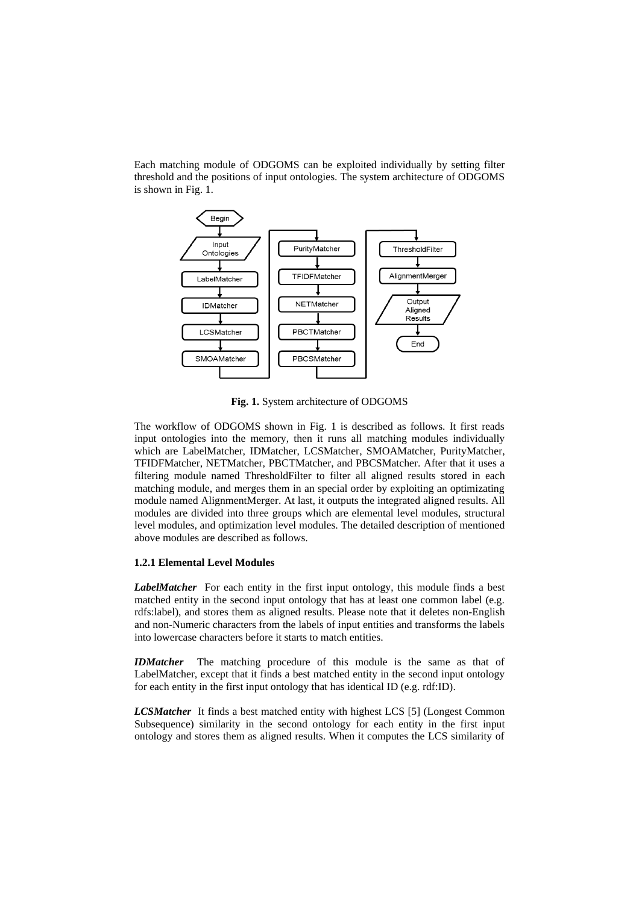Each matching module of ODGOMS can be exploited individually by setting filter threshold and the positions of input ontologies. The system architecture of ODGOMS is shown in Fig. 1.

Begin
Input Ontologies
LabelMatcher
IDMatcher
LCSMatcher
SMOAMatcher
PurityMatcher
TFIDFMatcher
NETMatcher
PBCTMatcher
PBCSMatcher
ThresholdFilter
AlignmentMerger
Output Aligned Results
End

**Fig. 1.** System architecture of ODGOMS

The workflow of ODGOMS shown in Fig. 1 is described as follows. It first reads input ontologies into the memory, then it runs all matching modules individually which are LabelMatcher, IDMatcher, LCSMatcher, SMOAMatcher, PurityMatcher, TFIDFMatcher, NETMatcher, PBCTMatcher, and PBCSMatcher. After that it uses a filtering module named ThresholdFilter to filter all aligned results stored in each matching module, and merges them in an special order by exploiting an optimizating module named AlignmentMerger. At last, it outputs the integrated aligned results. All modules are divided into three groups which are elemental level modules, structural level modules, and optimization level modules. The detailed description of mentioned above modules are described as follows.

### 1.2.1 Elemental Level Modules

***LabelMatcher*** For each entity in the first input ontology, this module finds a best matched entity in the second input ontology that has at least one common label (e.g. rdfs:label), and stores them as aligned results. Please note that it deletes non-English and non-Numeric characters from the labels of input entities and transforms the labels into lowercase characters before it starts to match entities.

***IDMatcher*** The matching procedure of this module is the same as that of LabelMatcher, except that it finds a best matched entity in the second input ontology for each entity in the first input ontology that has identical ID (e.g. rdf:ID).

***LCSMatcher*** It finds a best matched entity with highest LCS [5] (Longest Common Subsequence) similarity in the second ontology for each entity in the first input ontology and stores them as aligned results. When it computes the LCS similarity of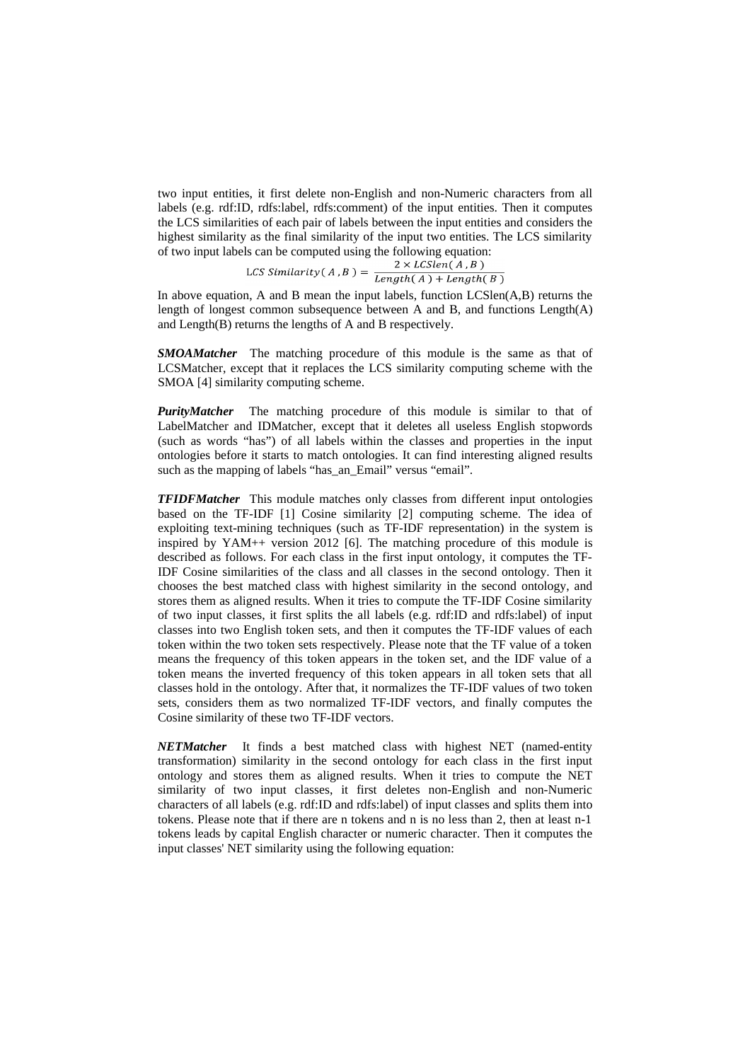two input entities, it first delete non-English and non-Numeric characters from all labels (e.g. rdf:ID, rdfs:label, rdfs:comment) of the input entities. Then it computes the LCS similarities of each pair of labels between the input entities and considers the highest similarity as the final similarity of the input two entities. The LCS similarity of two input labels can be computed using the following equation:

$$\text{LCS } Similarity(A, B) = \frac{2 \times LCSlen(A, B)}{Length(A) + Length(B)}$$

In above equation, A and B mean the input labels, function LCSlen(A,B) returns the length of longest common subsequence between A and B, and functions Length(A) and Length(B) returns the lengths of A and B respectively.

***SMOAMatcher*** The matching procedure of this module is the same as that of LCSMatcher, except that it replaces the LCS similarity computing scheme with the SMOA [4] similarity computing scheme.

***PurityMatcher*** The matching procedure of this module is similar to that of LabelMatcher and IDMatcher, except that it deletes all useless English stopwords (such as words "has") of all labels within the classes and properties in the input ontologies before it starts to match ontologies. It can find interesting aligned results such as the mapping of labels "has_an_Email" versus "email".

***TFIDFMatcher*** This module matches only classes from different input ontologies based on the TF-IDF [1] Cosine similarity [2] computing scheme. The idea of exploiting text-mining techniques (such as TF-IDF representation) in the system is inspired by YAM++ version 2012 [6]. The matching procedure of this module is described as follows. For each class in the first input ontology, it computes the TF-IDF Cosine similarities of the class and all classes in the second ontology. Then it chooses the best matched class with highest similarity in the second ontology, and stores them as aligned results. When it tries to compute the TF-IDF Cosine similarity of two input classes, it first splits the all labels (e.g. rdf:ID and rdfs:label) of input classes into two English token sets, and then it computes the TF-IDF values of each token within the two token sets respectively. Please note that the TF value of a token means the frequency of this token appears in the token set, and the IDF value of a token means the inverted frequency of this token appears in all token sets that all classes hold in the ontology. After that, it normalizes the TF-IDF values of two token sets, considers them as two normalized TF-IDF vectors, and finally computes the Cosine similarity of these two TF-IDF vectors.

***NETMatcher*** It finds a best matched class with highest NET (named-entity transformation) similarity in the second ontology for each class in the first input ontology and stores them as aligned results. When it tries to compute the NET similarity of two input classes, it first deletes non-English and non-Numeric characters of all labels (e.g. rdf:ID and rdfs:label) of input classes and splits them into tokens. Please note that if there are n tokens and n is no less than 2, then at least n-1 tokens leads by capital English character or numeric character. Then it computes the input classes' NET similarity using the following equation: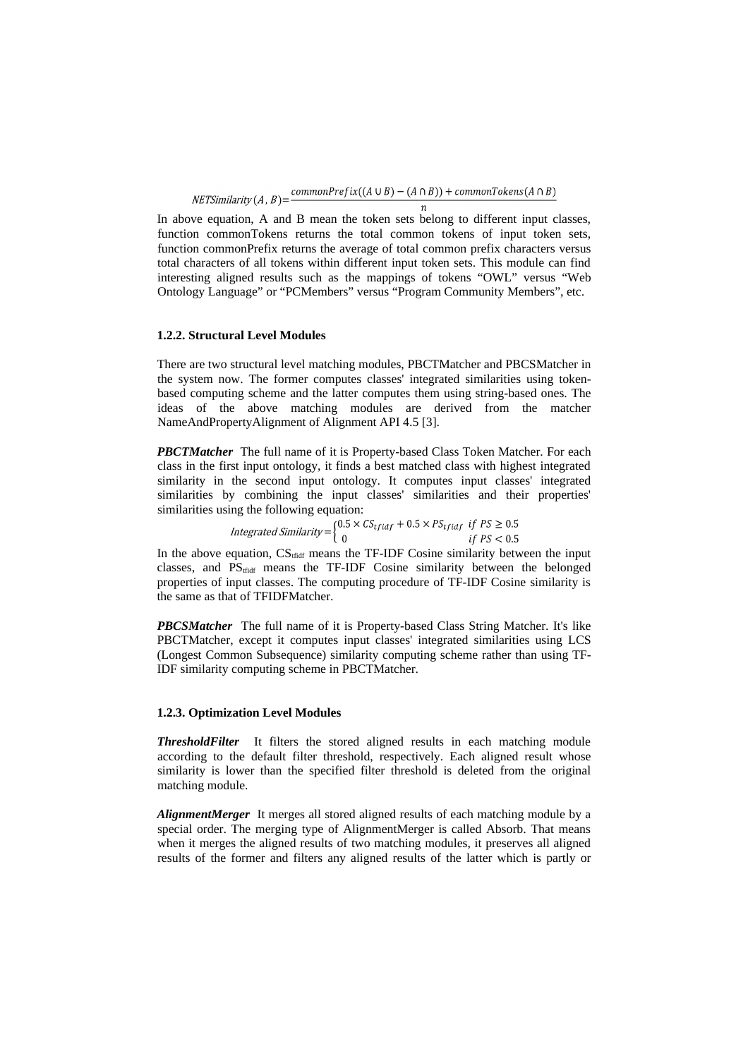$$NETSimilarity\,(A\,,\,B) = \frac{commonPrefix((A \cup B) - (A \cap B)) + commonTokens(A \cap B)}{n}$$

In above equation, A and B mean the token sets belong to different input classes, function commonTokens returns the total common tokens of input token sets, function commonPrefix returns the average of total common prefix characters versus total characters of all tokens within different input token sets. This module can find interesting aligned results such as the mappings of tokens "OWL" versus "Web Ontology Language" or "PCMembers" versus "Program Community Members", etc.

### 1.2.2. Structural Level Modules

There are two structural level matching modules, PBCTMatcher and PBCSMatcher in the system now. The former computes classes' integrated similarities using token-based computing scheme and the latter computes them using string-based ones. The ideas of the above matching modules are derived from the matcher NameAndPropertyAlignment of Alignment API 4.5 [3].

***PBCTMatcher*** The full name of it is Property-based Class Token Matcher. For each class in the first input ontology, it finds a best matched class with highest integrated similarity in the second input ontology. It computes input classes' integrated similarities by combining the input classes' similarities and their properties' similarities using the following equation:

$$Integrated\ Similarity = \begin{cases} 0.5 \times CS_{tfidf} + 0.5 \times PS_{tfidf} & if\ PS \geq 0.5 \\ 0 & if\ PS < 0.5 \end{cases}$$

In the above equation, $CS_{tfidf}$ means the TF-IDF Cosine similarity between the input classes, and $PS_{tfidf}$ means the TF-IDF Cosine similarity between the belonged properties of input classes. The computing procedure of TF-IDF Cosine similarity is the same as that of TFIDFMatcher.

***PBCSMatcher*** The full name of it is Property-based Class String Matcher. It's like PBCTMatcher, except it computes input classes' integrated similarities using LCS (Longest Common Subsequence) similarity computing scheme rather than using TF-IDF similarity computing scheme in PBCTMatcher.

### 1.2.3. Optimization Level Modules

***ThresholdFilter*** It filters the stored aligned results in each matching module according to the default filter threshold, respectively. Each aligned result whose similarity is lower than the specified filter threshold is deleted from the original matching module.

***AlignmentMerger*** It merges all stored aligned results of each matching module by a special order. The merging type of AlignmentMerger is called Absorb. That means when it merges the aligned results of two matching modules, it preserves all aligned results of the former and filters any aligned results of the latter which is partly or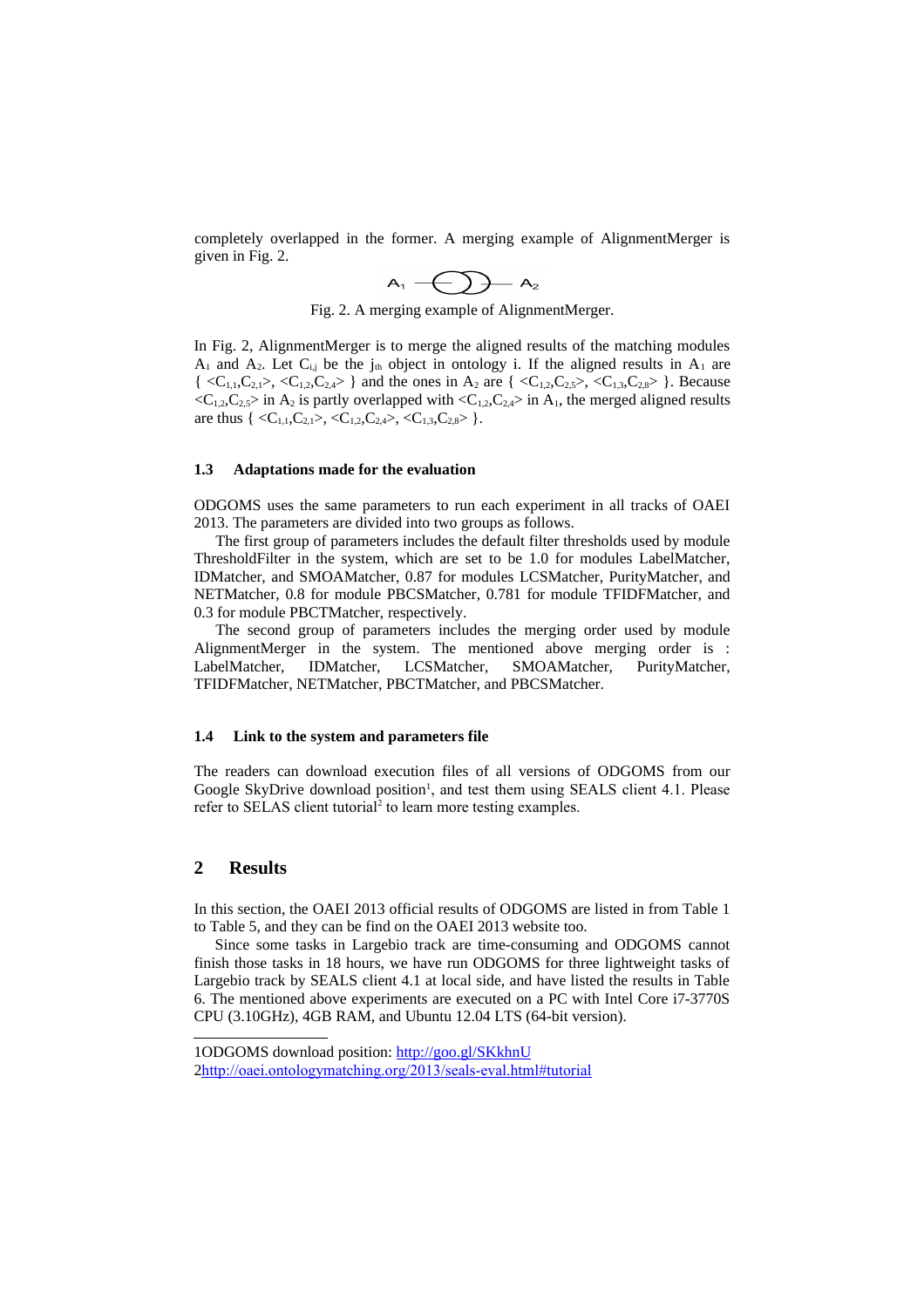completely overlapped in the former. A merging example of AlignmentMerger is given in Fig. 2.

$A_1$ — $A_2$

Fig. 2. A merging example of AlignmentMerger.

In Fig. 2, AlignmentMerger is to merge the aligned results of the matching modules $A_1$ and $A_2$. Let $C_{i,j}$ be the $j_{th}$ object in ontology i. If the aligned results in $A_1$ are { $<C_{1,1},C_{2,1}>$, $<C_{1,2},C_{2,4}>$ } and the ones in $A_2$ are { $<C_{1,2},C_{2,5}>$, $<C_{1,3},C_{2,8}>$ }. Because $<C_{1,2},C_{2,5}>$ in $A_2$ is partly overlapped with $<C_{1,2},C_{2,4}>$ in $A_1$, the merged aligned results are thus { $<C_{1,1},C_{2,1}>$, $<C_{1,2},C_{2,4}>$, $<C_{1,3},C_{2,8}>$ }.

### 1.3 Adaptations made for the evaluation

ODGOMS uses the same parameters to run each experiment in all tracks of OAEI 2013. The parameters are divided into two groups as follows.

The first group of parameters includes the default filter thresholds used by module ThresholdFilter in the system, which are set to be 1.0 for modules LabelMatcher, IDMatcher, and SMOAMatcher, 0.87 for modules LCSMatcher, PurityMatcher, and NETMatcher, 0.8 for module PBCSMatcher, 0.781 for module TFIDFMatcher, and 0.3 for module PBCTMatcher, respectively.

The second group of parameters includes the merging order used by module AlignmentMerger in the system. The mentioned above merging order is : LabelMatcher, IDMatcher, LCSMatcher, SMOAMatcher, PurityMatcher, TFIDFMatcher, NETMatcher, PBCTMatcher, and PBCSMatcher.

### 1.4 Link to the system and parameters file

The readers can download execution files of all versions of ODGOMS from our Google SkyDrive download position[1], and test them using SEALS client 4.1. Please refer to SELAS client tutorial[2] to learn more testing examples.

## 2 Results

In this section, the OAEI 2013 official results of ODGOMS are listed in from Table 1 to Table 5, and they can be find on the OAEI 2013 website too.

Since some tasks in Largebio track are time-consuming and ODGOMS cannot finish those tasks in 18 hours, we have run ODGOMS for three lightweight tasks of Largebio track by SEALS client 4.1 at local side, and have listed the results in Table 6. The mentioned above experiments are executed on a PC with Intel Core i7-3770S CPU (3.10GHz), 4GB RAM, and Ubuntu 12.04 LTS (64-bit version).

---

1ODGOMS download position: http://goo.gl/SKkhnU

2http://oaei.ontologymatching.org/2013/seals-eval.html#tutorial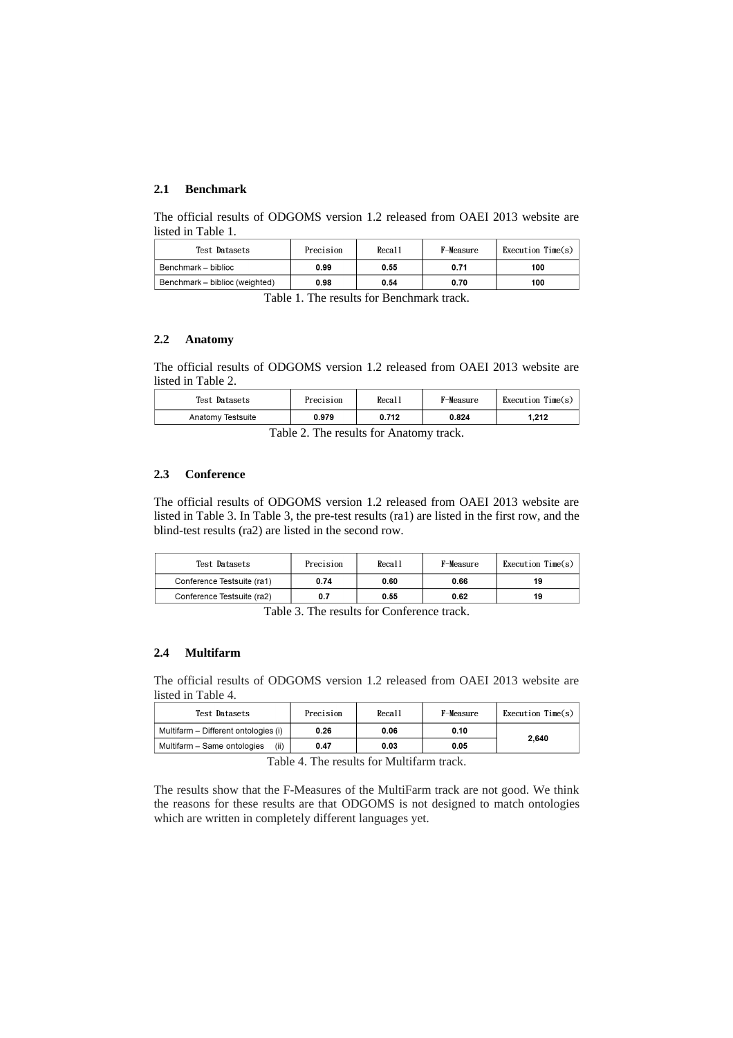### 2.1 Benchmark

The official results of ODGOMS version 1.2 released from OAEI 2013 website are listed in Table 1.

| Test Datasets | Precision | Recall | F-Measure | Execution Time(s) |
|---|---|---|---|---|
| Benchmark – biblioc | **0.99** | **0.55** | **0.71** | **100** |
| Benchmark – biblioc (weighted) | **0.98** | **0.54** | **0.70** | **100** |

Table 1. The results for Benchmark track.

### 2.2 Anatomy

The official results of ODGOMS version 1.2 released from OAEI 2013 website are listed in Table 2.

| Test Datasets | Precision | Recall | F-Measure | Execution Time(s) |
|---|---|---|---|---|
| Anatomy Testsuite | **0.979** | **0.712** | **0.824** | **1,212** |

Table 2. The results for Anatomy track.

### 2.3 Conference

The official results of ODGOMS version 1.2 released from OAEI 2013 website are listed in Table 3. In Table 3, the pre-test results (ra1) are listed in the first row, and the blind-test results (ra2) are listed in the second row.

| Test Datasets | Precision | Recall | F-Measure | Execution Time(s) |
|---|---|---|---|---|
| Conference Testsuite (ra1) | **0.74** | **0.60** | **0.66** | **19** |
| Conference Testsuite (ra2) | **0.7** | **0.55** | **0.62** | **19** |

Table 3. The results for Conference track.

### 2.4 Multifarm

The official results of ODGOMS version 1.2 released from OAEI 2013 website are listed in Table 4.

| Test Datasets | Precision | Recall | F-Measure | Execution Time(s) |
|---|---|---|---|---|
| Multifarm – Different ontologies (i) | **0.26** | **0.06** | **0.10** | **2,640** |
| Multifarm – Same ontologies (ii) | **0.47** | **0.03** | **0.05** | |

Table 4. The results for Multifarm track.

The results show that the F-Measures of the MultiFarm track are not good. We think the reasons for these results are that ODGOMS is not designed to match ontologies which are written in completely different languages yet.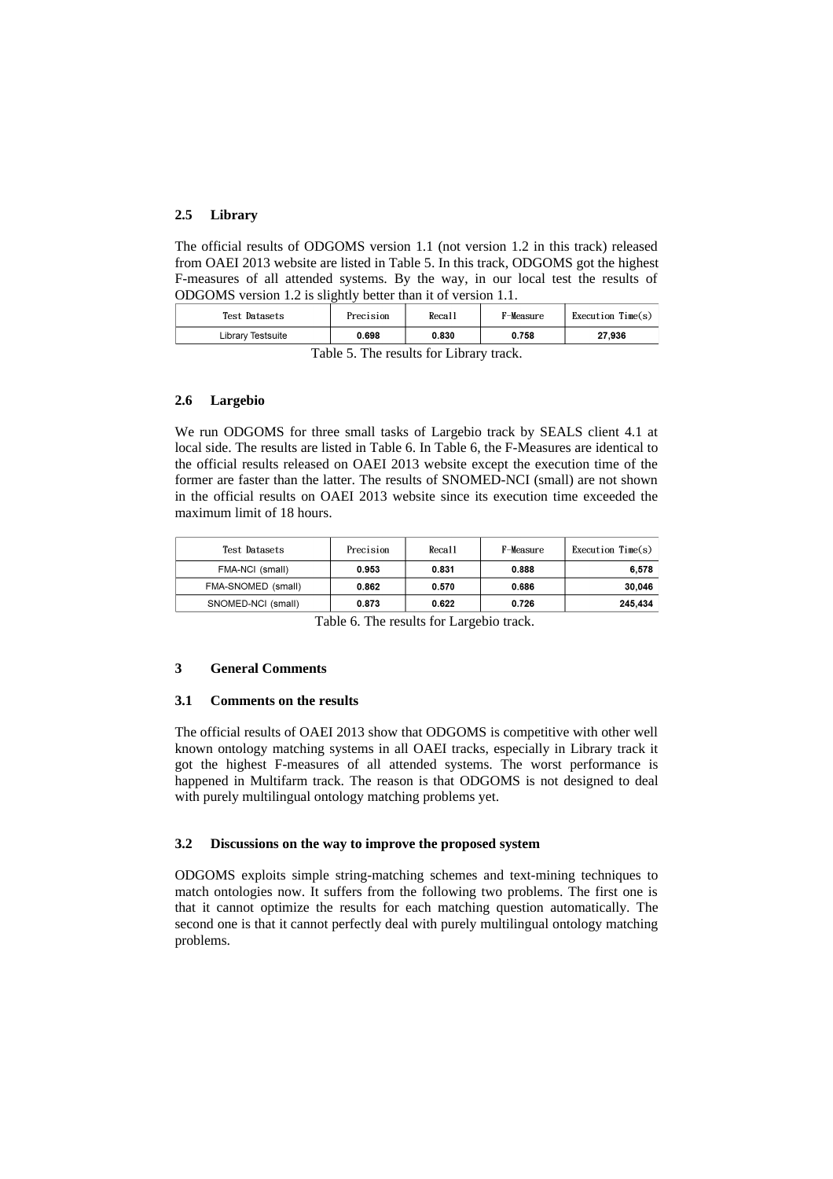### 2.5 Library

The official results of ODGOMS version 1.1 (not version 1.2 in this track) released from OAEI 2013 website are listed in Table 5. In this track, ODGOMS got the highest F-measures of all attended systems. By the way, in our local test the results of ODGOMS version 1.2 is slightly better than it of version 1.1.

| Test Datasets | Precision | Recall | F-Measure | Execution Time(s) |
| --- | --- | --- | --- | --- |
| Library Testsuite | 0.698 | 0.830 | 0.758 | 27,936 |

Table 5. The results for Library track.

### 2.6 Largebio

We run ODGOMS for three small tasks of Largebio track by SEALS client 4.1 at local side. The results are listed in Table 6. In Table 6, the F-Measures are identical to the official results released on OAEI 2013 website except the execution time of the former are faster than the latter. The results of SNOMED-NCI (small) are not shown in the official results on OAEI 2013 website since its execution time exceeded the maximum limit of 18 hours.

| Test Datasets | Precision | Recall | F-Measure | Execution Time(s) |
| --- | --- | --- | --- | --- |
| FMA-NCI (small) | 0.953 | 0.831 | 0.888 | 6,578 |
| FMA-SNOMED (small) | 0.862 | 0.570 | 0.686 | 30,046 |
| SNOMED-NCI (small) | 0.873 | 0.622 | 0.726 | 245,434 |

Table 6. The results for Largebio track.

## 3 General Comments

### 3.1 Comments on the results

The official results of OAEI 2013 show that ODGOMS is competitive with other well known ontology matching systems in all OAEI tracks, especially in Library track it got the highest F-measures of all attended systems. The worst performance is happened in Multifarm track. The reason is that ODGOMS is not designed to deal with purely multilingual ontology matching problems yet.

### 3.2 Discussions on the way to improve the proposed system

ODGOMS exploits simple string-matching schemes and text-mining techniques to match ontologies now. It suffers from the following two problems. The first one is that it cannot optimize the results for each matching question automatically. The second one is that it cannot perfectly deal with purely multilingual ontology matching problems.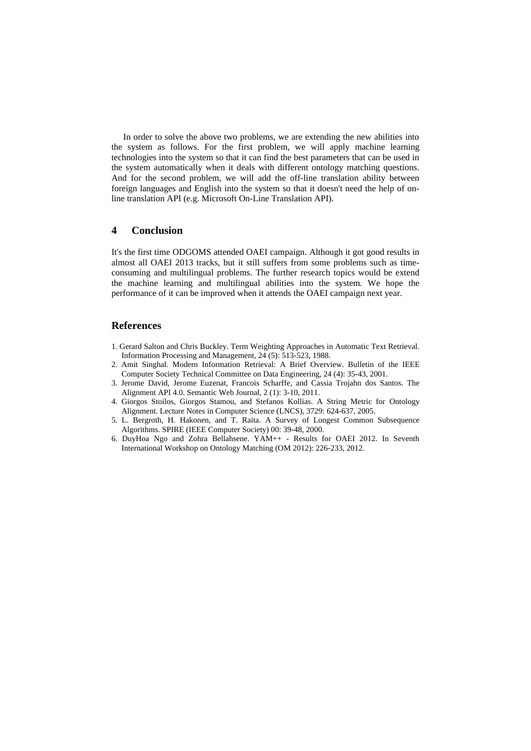In order to solve the above two problems, we are extending the new abilities into the system as follows. For the first problem, we will apply machine learning technologies into the system so that it can find the best parameters that can be used in the system automatically when it deals with different ontology matching questions. And for the second problem, we will add the off-line translation ability between foreign languages and English into the system so that it doesn't need the help of on-line translation API (e.g. Microsoft On-Line Translation API).

## 4 Conclusion

It's the first time ODGOMS attended OAEI campaign. Although it got good results in almost all OAEI 2013 tracks, but it still suffers from some problems such as time-consuming and multilingual problems. The further research topics would be extend the machine learning and multilingual abilities into the system. We hope the performance of it can be improved when it attends the OAEI campaign next year.

## References

1. Gerard Salton and Chris Buckley. Term Weighting Approaches in Automatic Text Retrieval. Information Processing and Management, 24 (5): 513-523, 1988.
2. Amit Singhal. Modern Information Retrieval: A Brief Overview. Bulletin of the IEEE Computer Society Technical Committee on Data Engineering, 24 (4): 35-43, 2001.
3. Jerome David, Jerome Euzenat, Francois Scharffe, and Cassia Trojahn dos Santos. The Alignment API 4.0. Semantic Web Journal, 2 (1): 3-10, 2011.
4. Giorgos Stoilos, Giorgos Stamou, and Stefanos Kollias. A String Metric for Ontology Alignment. Lecture Notes in Computer Science (LNCS), 3729: 624-637, 2005.
5. L. Bergroth, H. Hakonen, and T. Raita. A Survey of Longest Common Subsequence Algorithms. SPIRE (IEEE Computer Society) 00: 39-48, 2000.
6. DuyHoa Ngo and Zohra Bellahsene. YAM++ - Results for OAEI 2012. In Seventh International Workshop on Ontology Matching (OM 2012): 226-233, 2012.